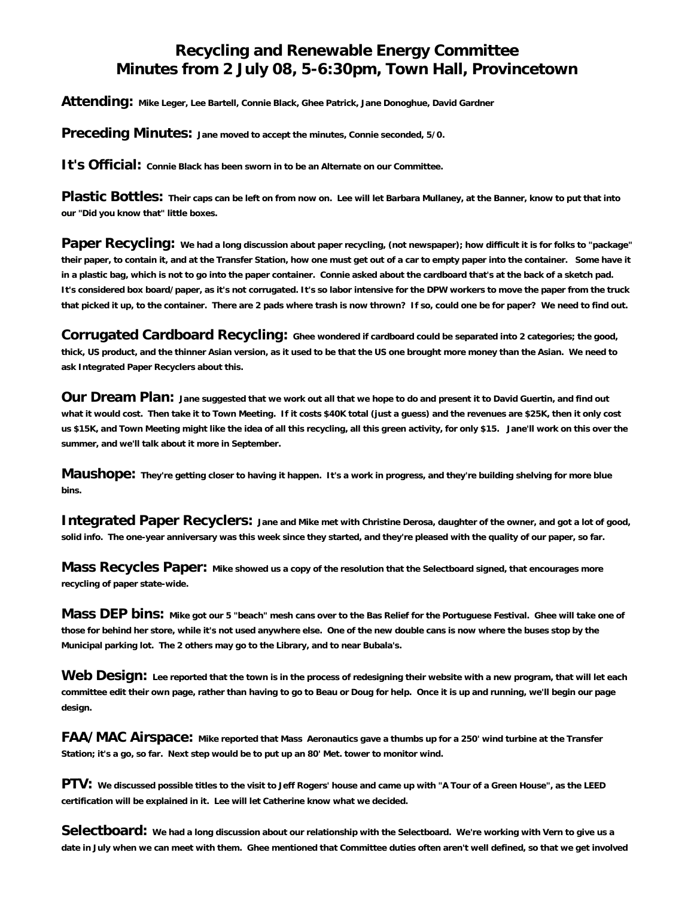# Recycling and Renewable Energy Committee
# Minutes from 2 July 08, 5-6:30pm, Town Hall, Provincetown

**Attending:** Mike Leger, Lee Bartell, Connie Black, Ghee Patrick, Jane Donoghue, David Gardner

**Preceding Minutes:** Jane moved to accept the minutes, Connie seconded, 5/0.

**It's Official:** Connie Black has been sworn in to be an Alternate on our Committee.

**Plastic Bottles:** Their caps can be left on from now on. Lee will let Barbara Mullaney, at the Banner, know to put that into our "Did you know that" little boxes.

**Paper Recycling:** We had a long discussion about paper recycling, (not newspaper); how difficult it is for folks to "package" their paper, to contain it, and at the Transfer Station, how one must get out of a car to empty paper into the container. Some have it in a plastic bag, which is not to go into the paper container. Connie asked about the cardboard that's at the back of a sketch pad. It's considered box board/paper, as it's not corrugated. It's so labor intensive for the DPW workers to move the paper from the truck that picked it up, to the container. There are 2 pads where trash is now thrown? If so, could one be for paper? We need to find out.

**Corrugated Cardboard Recycling:** Ghee wondered if cardboard could be separated into 2 categories; the good, thick, US product, and the thinner Asian version, as it used to be that the US one brought more money than the Asian. We need to ask Integrated Paper Recyclers about this.

**Our Dream Plan:** Jane suggested that we work out all that we hope to do and present it to David Guertin, and find out what it would cost. Then take it to Town Meeting. If it costs $40K total (just a guess) and the revenues are $25K, then it only cost us $15K, and Town Meeting might like the idea of all this recycling, all this green activity, for only $15. Jane'll work on this over the summer, and we'll talk about it more in September.

**Maushope:** They're getting closer to having it happen. It's a work in progress, and they're building shelving for more blue bins.

**Integrated Paper Recyclers:** Jane and Mike met with Christine Derosa, daughter of the owner, and got a lot of good, solid info. The one-year anniversary was this week since they started, and they're pleased with the quality of our paper, so far.

**Mass Recycles Paper:** Mike showed us a copy of the resolution that the Selectboard signed, that encourages more recycling of paper state-wide.

**Mass DEP bins:** Mike got our 5 "beach" mesh cans over to the Bas Relief for the Portuguese Festival. Ghee will take one of those for behind her store, while it's not used anywhere else. One of the new double cans is now where the buses stop by the Municipal parking lot. The 2 others may go to the Library, and to near Bubala's.

**Web Design:** Lee reported that the town is in the process of redesigning their website with a new program, that will let each committee edit their own page, rather than having to go to Beau or Doug for help. Once it is up and running, we'll begin our page design.

**FAA/MAC Airspace:** Mike reported that Mass Aeronautics gave a thumbs up for a 250' wind turbine at the Transfer Station; it's a go, so far. Next step would be to put up an 80' Met. tower to monitor wind.

**PTV:** We discussed possible titles to the visit to Jeff Rogers' house and came up with "A Tour of a Green House", as the LEED certification will be explained in it. Lee will let Catherine know what we decided.

**Selectboard:** We had a long discussion about our relationship with the Selectboard. We're working with Vern to give us a date in July when we can meet with them. Ghee mentioned that Committee duties often aren't well defined, so that we get involved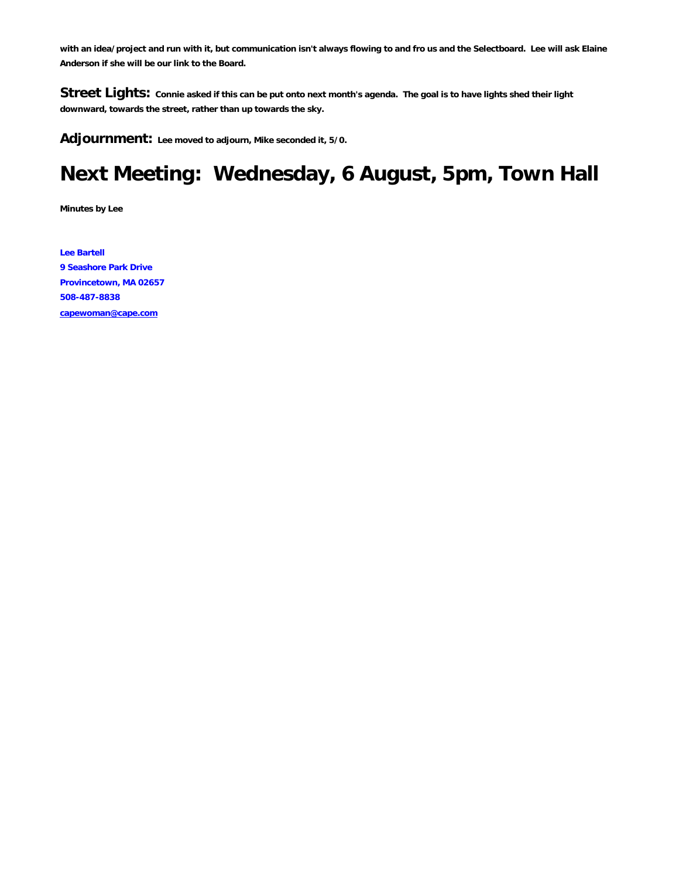**with an idea/project and run with it, but communication isn't always flowing to and fro us and the Selectboard. Lee will ask Elaine Anderson if she will be our link to the Board.**

**Street Lights:** **Connie asked if this can be put onto next month's agenda. The goal is to have lights shed their light downward, towards the street, rather than up towards the sky.**

**Adjournment:** **Lee moved to adjourn, Mike seconded it, 5/0.**

# Next Meeting: Wednesday, 6 August, 5pm, Town Hall

**Minutes by Lee**

**Lee Bartell**
**9 Seashore Park Drive**
**Provincetown, MA 02657**
**508-487-8838**
**capewoman@cape.com**